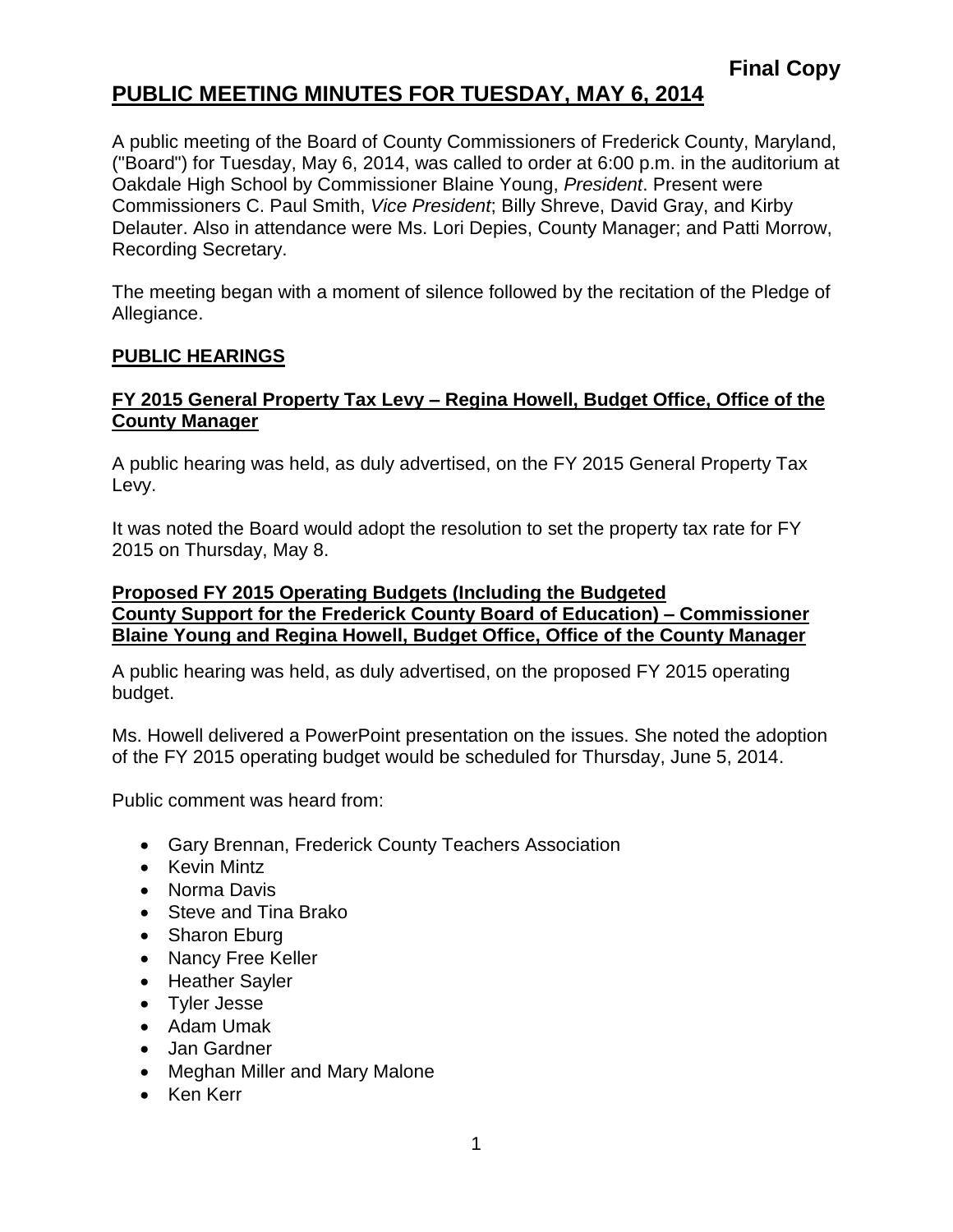**Final Copy**

# PUBLIC MEETING MINUTES FOR TUESDAY, MAY 6, 2014

A public meeting of the Board of County Commissioners of Frederick County, Maryland, ("Board") for Tuesday, May 6, 2014, was called to order at 6:00 p.m. in the auditorium at Oakdale High School by Commissioner Blaine Young, *President*. Present were Commissioners C. Paul Smith, *Vice President*; Billy Shreve, David Gray, and Kirby Delauter. Also in attendance were Ms. Lori Depies, County Manager; and Patti Morrow, Recording Secretary.

The meeting began with a moment of silence followed by the recitation of the Pledge of Allegiance.

## PUBLIC HEARINGS

### FY 2015 General Property Tax Levy – Regina Howell, Budget Office, Office of the County Manager

A public hearing was held, as duly advertised, on the FY 2015 General Property Tax Levy.

It was noted the Board would adopt the resolution to set the property tax rate for FY 2015 on Thursday, May 8.

### Proposed FY 2015 Operating Budgets (Including the Budgeted County Support for the Frederick County Board of Education) – Commissioner Blaine Young and Regina Howell, Budget Office, Office of the County Manager

A public hearing was held, as duly advertised, on the proposed FY 2015 operating budget.

Ms. Howell delivered a PowerPoint presentation on the issues. She noted the adoption of the FY 2015 operating budget would be scheduled for Thursday, June 5, 2014.

Public comment was heard from:

- Gary Brennan, Frederick County Teachers Association
- Kevin Mintz
- Norma Davis
- Steve and Tina Brako
- Sharon Eburg
- Nancy Free Keller
- Heather Sayler
- Tyler Jesse
- Adam Umak
- Jan Gardner
- Meghan Miller and Mary Malone
- Ken Kerr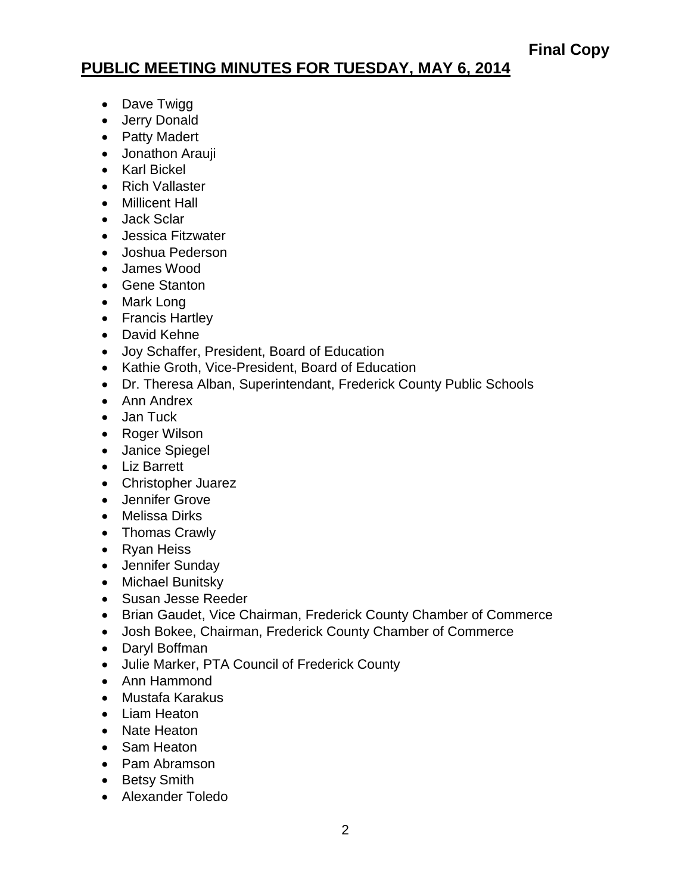**Final Copy**

## PUBLIC MEETING MINUTES FOR TUESDAY, MAY 6, 2014

- Dave Twigg
- Jerry Donald
- Patty Madert
- Jonathon Arauji
- Karl Bickel
- Rich Vallaster
- Millicent Hall
- Jack Sclar
- Jessica Fitzwater
- Joshua Pederson
- James Wood
- Gene Stanton
- Mark Long
- Francis Hartley
- David Kehne
- Joy Schaffer, President, Board of Education
- Kathie Groth, Vice-President, Board of Education
- Dr. Theresa Alban, Superintendant, Frederick County Public Schools
- Ann Andrex
- Jan Tuck
- Roger Wilson
- Janice Spiegel
- Liz Barrett
- Christopher Juarez
- Jennifer Grove
- Melissa Dirks
- Thomas Crawly
- Ryan Heiss
- Jennifer Sunday
- Michael Bunitsky
- Susan Jesse Reeder
- Brian Gaudet, Vice Chairman, Frederick County Chamber of Commerce
- Josh Bokee, Chairman, Frederick County Chamber of Commerce
- Daryl Boffman
- Julie Marker, PTA Council of Frederick County
- Ann Hammond
- Mustafa Karakus
- Liam Heaton
- Nate Heaton
- Sam Heaton
- Pam Abramson
- Betsy Smith
- Alexander Toledo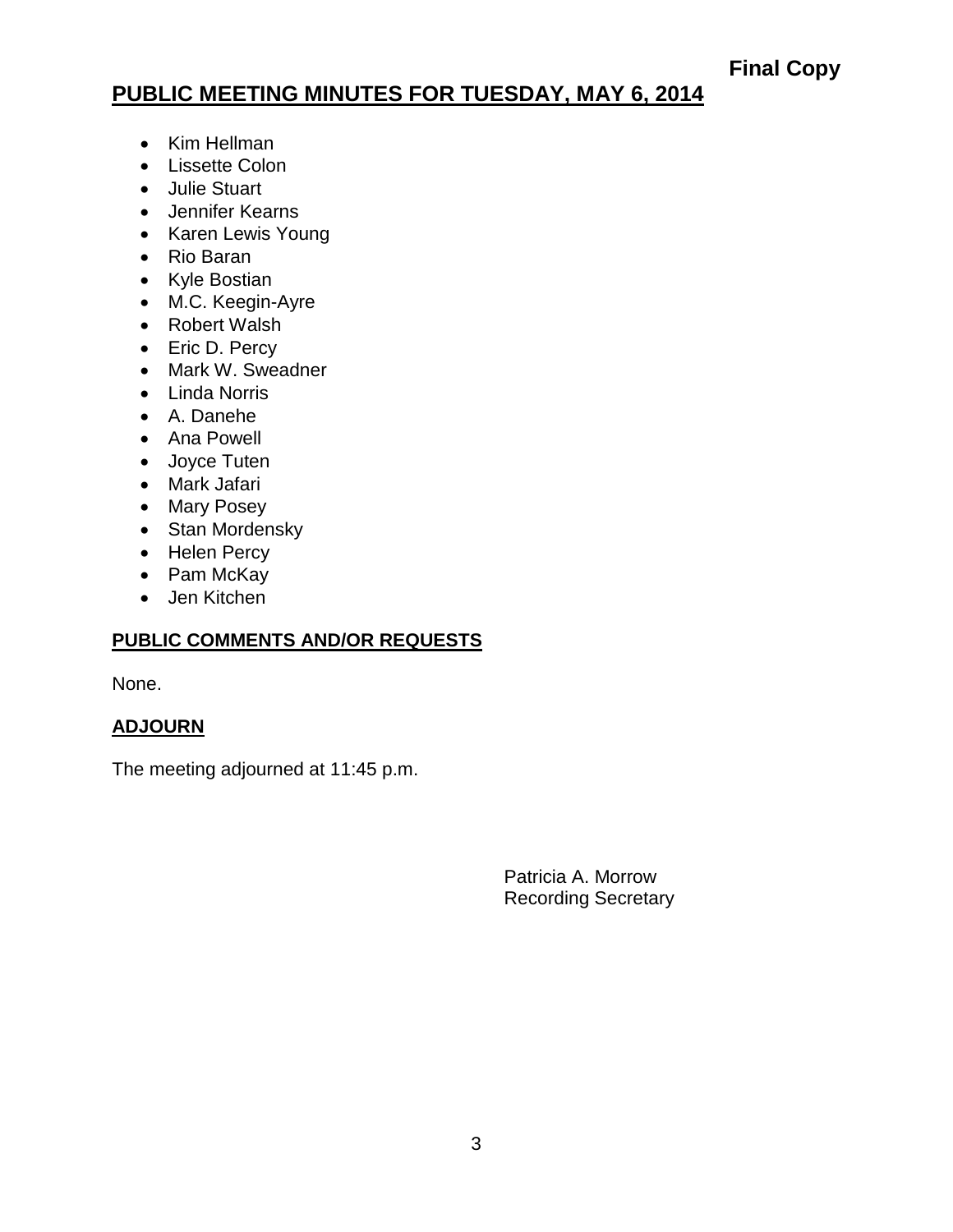**Final Copy**

## PUBLIC MEETING MINUTES FOR TUESDAY, MAY 6, 2014

- Kim Hellman
- Lissette Colon
- Julie Stuart
- Jennifer Kearns
- Karen Lewis Young
- Rio Baran
- Kyle Bostian
- M.C. Keegin-Ayre
- Robert Walsh
- Eric D. Percy
- Mark W. Sweadner
- Linda Norris
- A. Danehe
- Ana Powell
- Joyce Tuten
- Mark Jafari
- Mary Posey
- Stan Mordensky
- Helen Percy
- Pam McKay
- Jen Kitchen

### PUBLIC COMMENTS AND/OR REQUESTS

None.

### ADJOURN

The meeting adjourned at 11:45 p.m.

Patricia A. Morrow
Recording Secretary